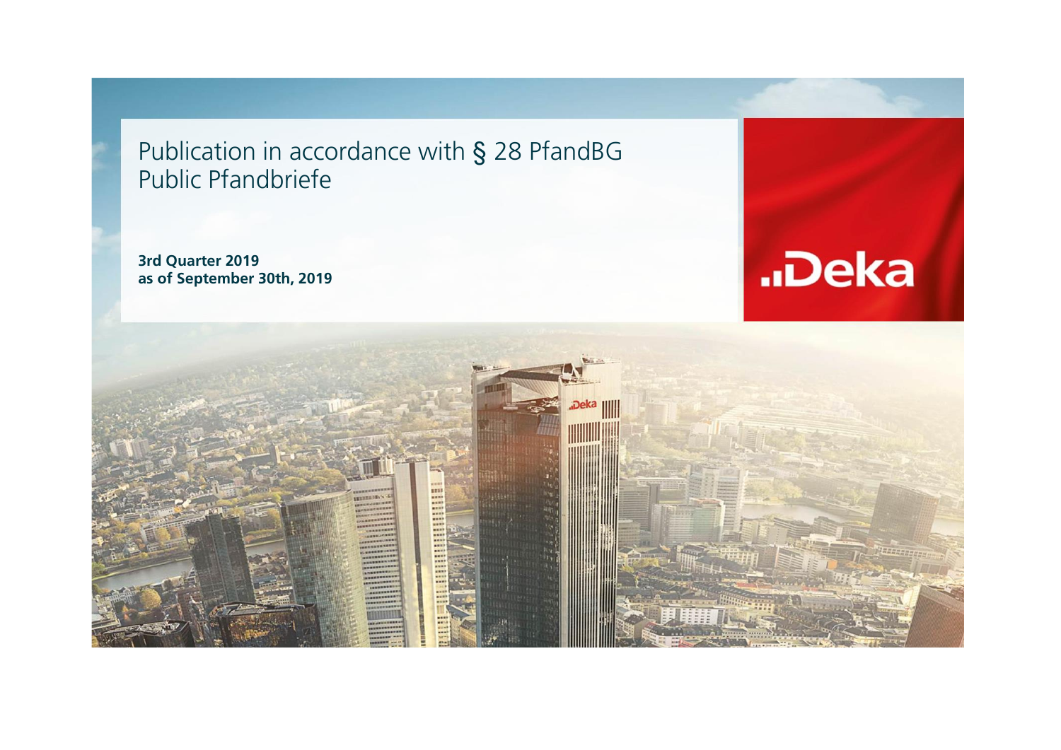# Publication in accordance with § 28 PfandBG Public Pfandbriefe

**3rd Quarter 2019**
**as of September 30th, 2019**

..Deka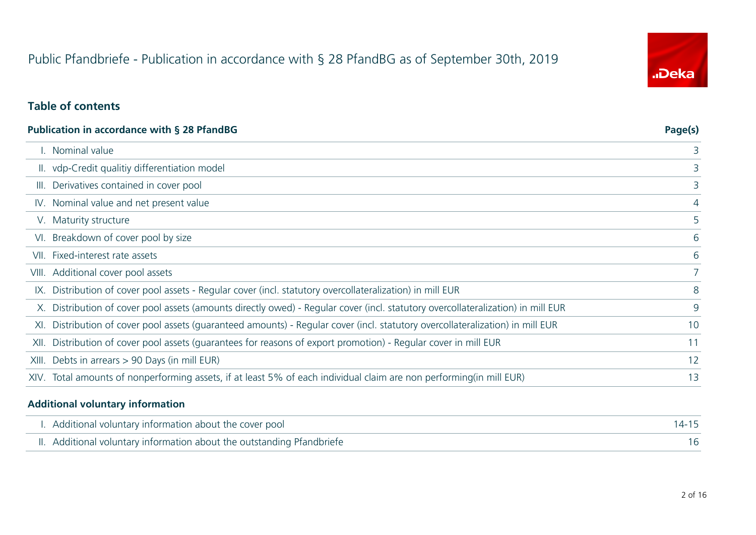# Public Pfandbriefe - Publication in accordance with § 28 PfandBG as of September 30th, 2019

## Table of contents

| Publication in accordance with § 28 PfandBG | Page(s) |
|---|---|
| I. Nominal value | 3 |
| II. vdp-Credit qualitiy differentiation model | 3 |
| III. Derivatives contained in cover pool | 3 |
| IV. Nominal value and net present value | 4 |
| V. Maturity structure | 5 |
| VI. Breakdown of cover pool by size | 6 |
| VII. Fixed-interest rate assets | 6 |
| VIII. Additional cover pool assets | 7 |
| IX. Distribution of cover pool assets - Regular cover (incl. statutory overcollateralization) in mill EUR | 8 |
| X. Distribution of cover pool assets (amounts directly owed) - Regular cover (incl. statutory overcollateralization) in mill EUR | 9 |
| XI. Distribution of cover pool assets (guaranteed amounts) - Regular cover (incl. statutory overcollateralization) in mill EUR | 10 |
| XII. Distribution of cover pool assets (guarantees for reasons of export promotion) - Regular cover in mill EUR | 11 |
| XIII. Debts in arrears > 90 Days (in mill EUR) | 12 |
| XIV. Total amounts of nonperforming assets, if at least 5% of each individual claim are non performing(in mill EUR) | 13 |

| Additional voluntary information | |
|---|---|
| I. Additional voluntary information about the cover pool | 14-15 |
| II. Additional voluntary information about the outstanding Pfandbriefe | 16 |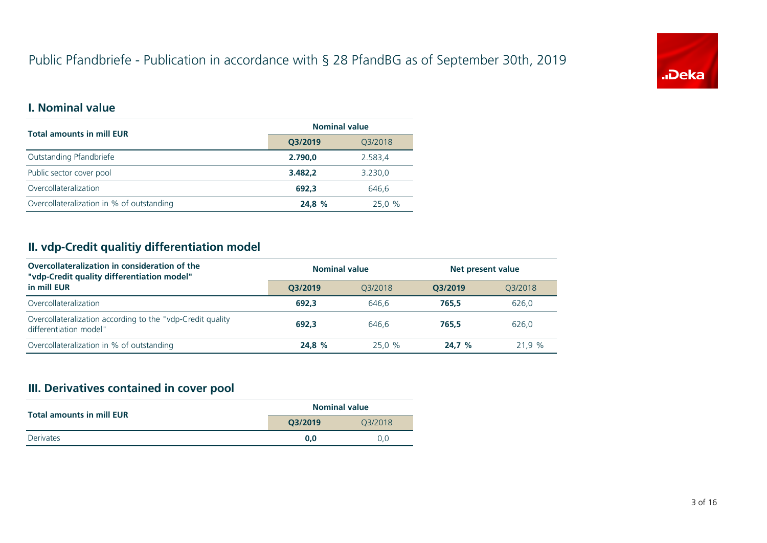# Public Pfandbriefe - Publication in accordance with § 28 PfandBG as of September 30th, 2019

## I. Nominal value

| Total amounts in mill EUR | Nominal value | |
|---|---|---|
| | **Q3/2019** | Q3/2018 |
| Outstanding Pfandbriefe | **2.790,0** | 2.583,4 |
| Public sector cover pool | **3.482,2** | 3.230,0 |
| Overcollateralization | **692,3** | 646,6 |
| Overcollateralization in % of outstanding | **24,8 %** | 25,0 % |

## II. vdp-Credit qualitiy differentiation model

| Overcollateralization in consideration of the "vdp-Credit quality differentiation model" in mill EUR | Nominal value | | Net present value | |
|---|---|---|---|---|
| | **Q3/2019** | Q3/2018 | **Q3/2019** | Q3/2018 |
| Overcollateralization | **692,3** | 646,6 | **765,5** | 626,0 |
| Overcollateralization according to the "vdp-Credit quality differentiation model" | **692,3** | 646,6 | **765,5** | 626,0 |
| Overcollateralization in % of outstanding | **24,8 %** | 25,0 % | **24,7 %** | 21,9 % |

## III. Derivatives contained in cover pool

| Total amounts in mill EUR | Nominal value | |
|---|---|---|
| | **Q3/2019** | Q3/2018 |
| Derivates | **0,0** | 0,0 |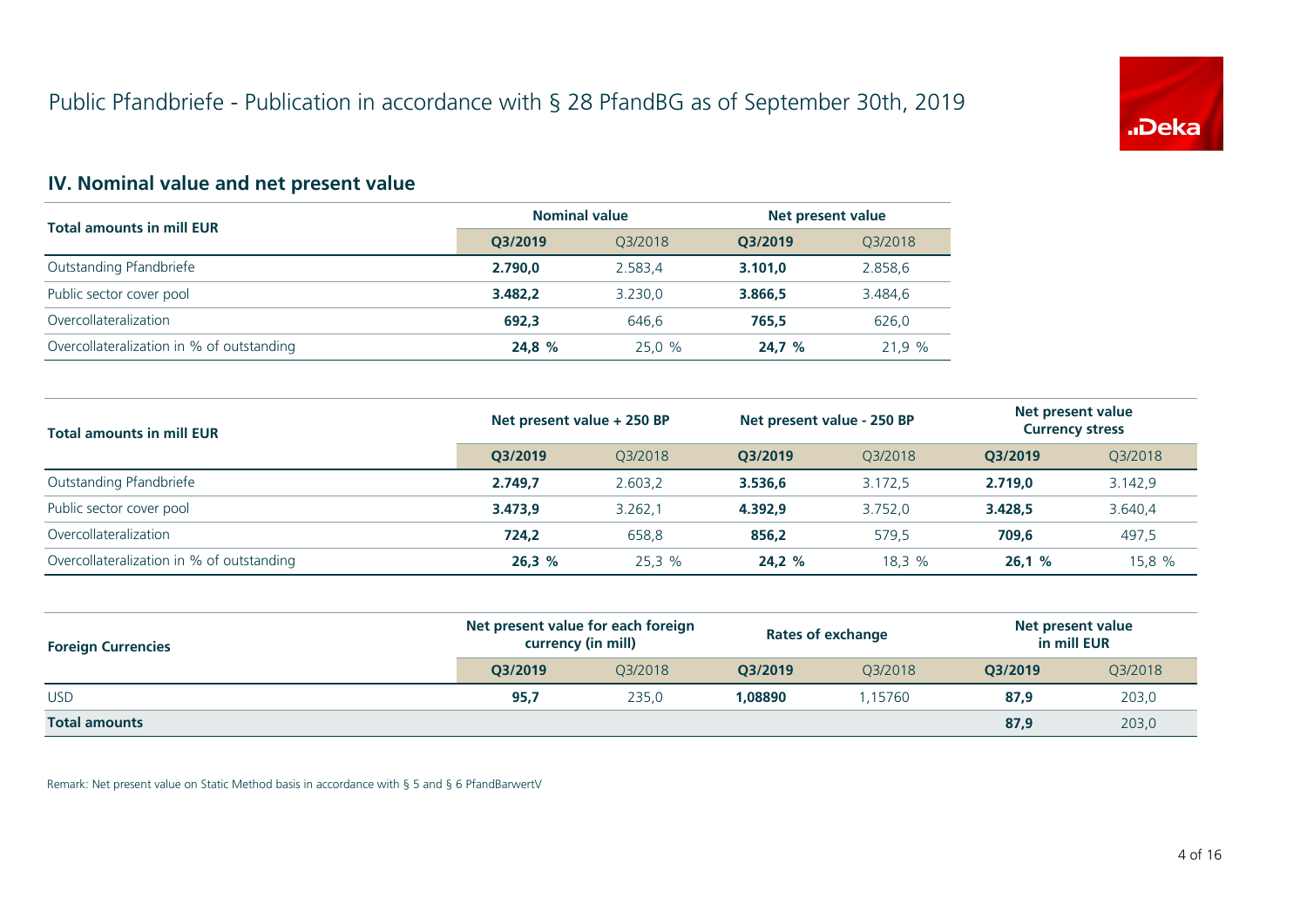# Public Pfandbriefe - Publication in accordance with § 28 PfandBG as of September 30th, 2019

## IV. Nominal value and net present value

| Total amounts in mill EUR | Nominal value | | Net present value | |
|---|---|---|---|---|
| | **Q3/2019** | Q3/2018 | **Q3/2019** | Q3/2018 |
| Outstanding Pfandbriefe | **2.790,0** | 2.583,4 | **3.101,0** | 2.858,6 |
| Public sector cover pool | **3.482,2** | 3.230,0 | **3.866,5** | 3.484,6 |
| Overcollateralization | **692,3** | 646,6 | **765,5** | 626,0 |
| Overcollateralization in % of outstanding | **24,8 %** | 25,0 % | **24,7 %** | 21,9 % |

| Total amounts in mill EUR | Net present value + 250 BP | | Net present value - 250 BP | | Net present value Currency stress | |
|---|---|---|---|---|---|---|
| | **Q3/2019** | Q3/2018 | **Q3/2019** | Q3/2018 | **Q3/2019** | Q3/2018 |
| Outstanding Pfandbriefe | **2.749,7** | 2.603,2 | **3.536,6** | 3.172,5 | **2.719,0** | 3.142,9 |
| Public sector cover pool | **3.473,9** | 3.262,1 | **4.392,9** | 3.752,0 | **3.428,5** | 3.640,4 |
| Overcollateralization | **724,2** | 658,8 | **856,2** | 579,5 | **709,6** | 497,5 |
| Overcollateralization in % of outstanding | **26,3 %** | 25,3 % | **24,2 %** | 18,3 % | **26,1 %** | 15,8 % |

| Foreign Currencies | Net present value for each foreign currency (in mill) | | Rates of exchange | | Net present value in mill EUR | |
|---|---|---|---|---|---|---|
| | **Q3/2019** | Q3/2018 | **Q3/2019** | Q3/2018 | **Q3/2019** | Q3/2018 |
| USD | **95,7** | 235,0 | **1,08890** | 1,15760 | **87,9** | 203,0 |
| **Total amounts** | | | | | **87,9** | 203,0 |

Remark: Net present value on Static Method basis in accordance with § 5 and § 6 PfandBarwertV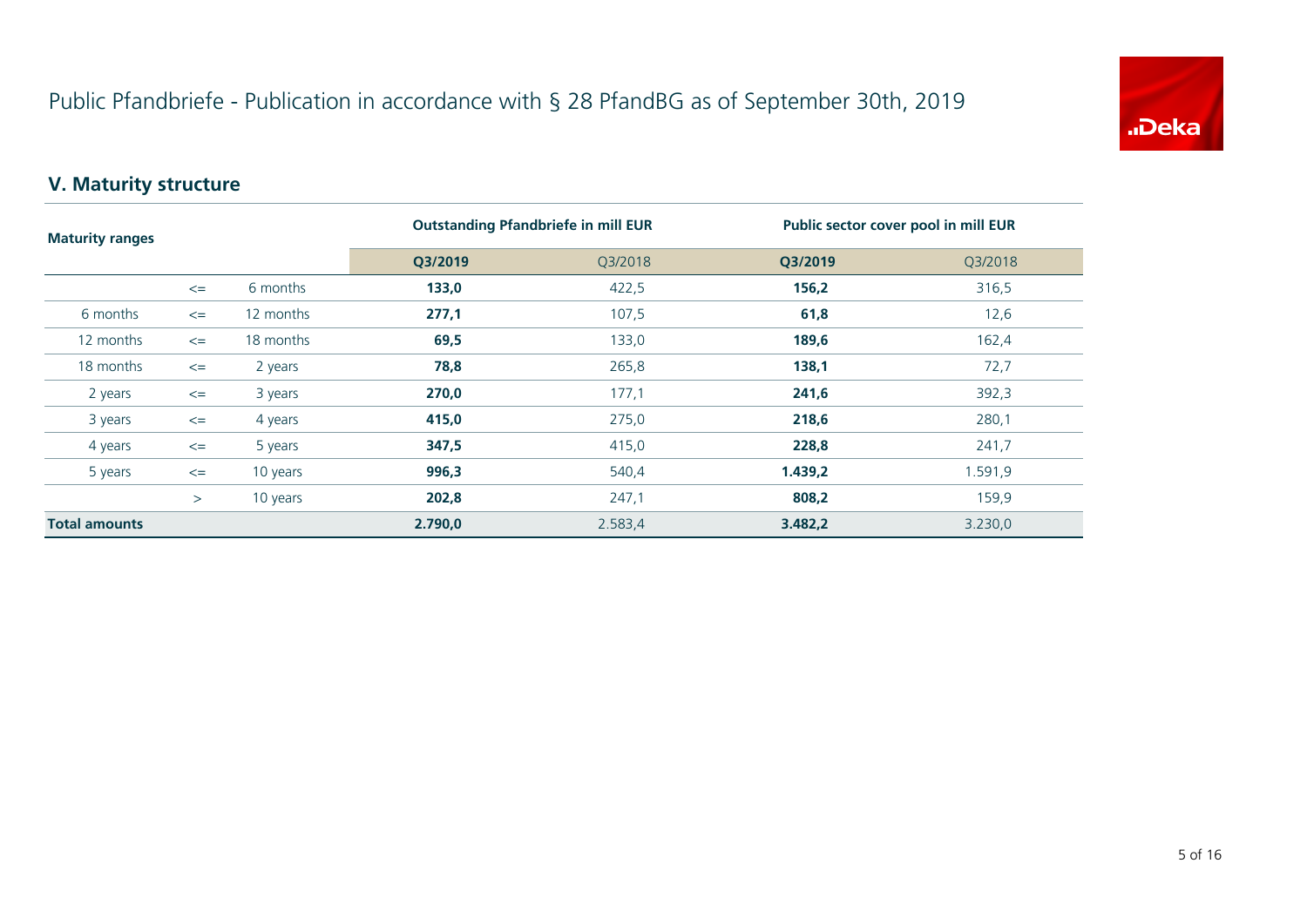# Public Pfandbriefe - Publication in accordance with § 28 PfandBG as of September 30th, 2019

## V. Maturity structure

| Maturity ranges | | | Outstanding Pfandbriefe in mill EUR | | Public sector cover pool in mill EUR | |
|---|---|---|---|---|---|---|
| | | | **Q3/2019** | Q3/2018 | **Q3/2019** | Q3/2018 |
| | <= | 6 months | **133,0** | 422,5 | **156,2** | 316,5 |
| 6 months | <= | 12 months | **277,1** | 107,5 | **61,8** | 12,6 |
| 12 months | <= | 18 months | **69,5** | 133,0 | **189,6** | 162,4 |
| 18 months | <= | 2 years | **78,8** | 265,8 | **138,1** | 72,7 |
| 2 years | <= | 3 years | **270,0** | 177,1 | **241,6** | 392,3 |
| 3 years | <= | 4 years | **415,0** | 275,0 | **218,6** | 280,1 |
| 4 years | <= | 5 years | **347,5** | 415,0 | **228,8** | 241,7 |
| 5 years | <= | 10 years | **996,3** | 540,4 | **1.439,2** | 1.591,9 |
| | > | 10 years | **202,8** | 247,1 | **808,2** | 159,9 |
| **Total amounts** | | | **2.790,0** | 2.583,4 | **3.482,2** | 3.230,0 |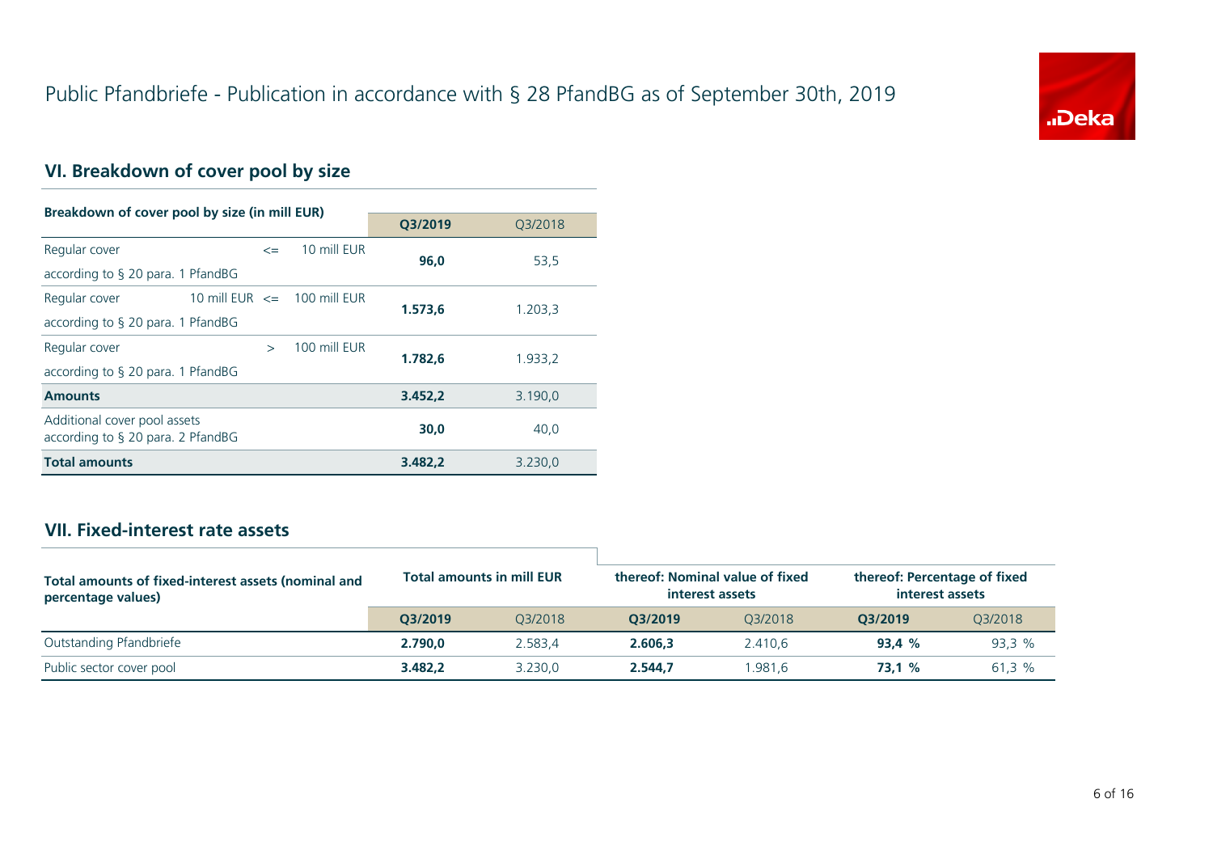# Public Pfandbriefe - Publication in accordance with § 28 PfandBG as of September 30th, 2019

## VI. Breakdown of cover pool by size

| Breakdown of cover pool by size (in mill EUR) | | | | Q3/2019 | Q3/2018 |
|---|---|---|---|---|---|
| Regular cover according to § 20 para. 1 PfandBG | | <= | 10 mill EUR | **96,0** | 53,5 |
| Regular cover according to § 20 para. 1 PfandBG | 10 mill EUR | <= | 100 mill EUR | **1.573,6** | 1.203,3 |
| Regular cover according to § 20 para. 1 PfandBG | | > | 100 mill EUR | **1.782,6** | 1.933,2 |
| **Amounts** | | | | **3.452,2** | 3.190,0 |
| Additional cover pool assets according to § 20 para. 2 PfandBG | | | | **30,0** | 40,0 |
| **Total amounts** | | | | **3.482,2** | 3.230,0 |

## VII. Fixed-interest rate assets

| Total amounts of fixed-interest assets (nominal and percentage values) | Total amounts in mill EUR | | thereof: Nominal value of fixed interest assets | | thereof: Percentage of fixed interest assets | |
|---|---|---|---|---|---|---|
| | **Q3/2019** | Q3/2018 | **Q3/2019** | Q3/2018 | **Q3/2019** | Q3/2018 |
| Outstanding Pfandbriefe | **2.790,0** | 2.583,4 | **2.606,3** | 2.410,6 | **93,4 %** | 93,3 % |
| Public sector cover pool | **3.482,2** | 3.230,0 | **2.544,7** | 1.981,6 | **73,1 %** | 61,3 % |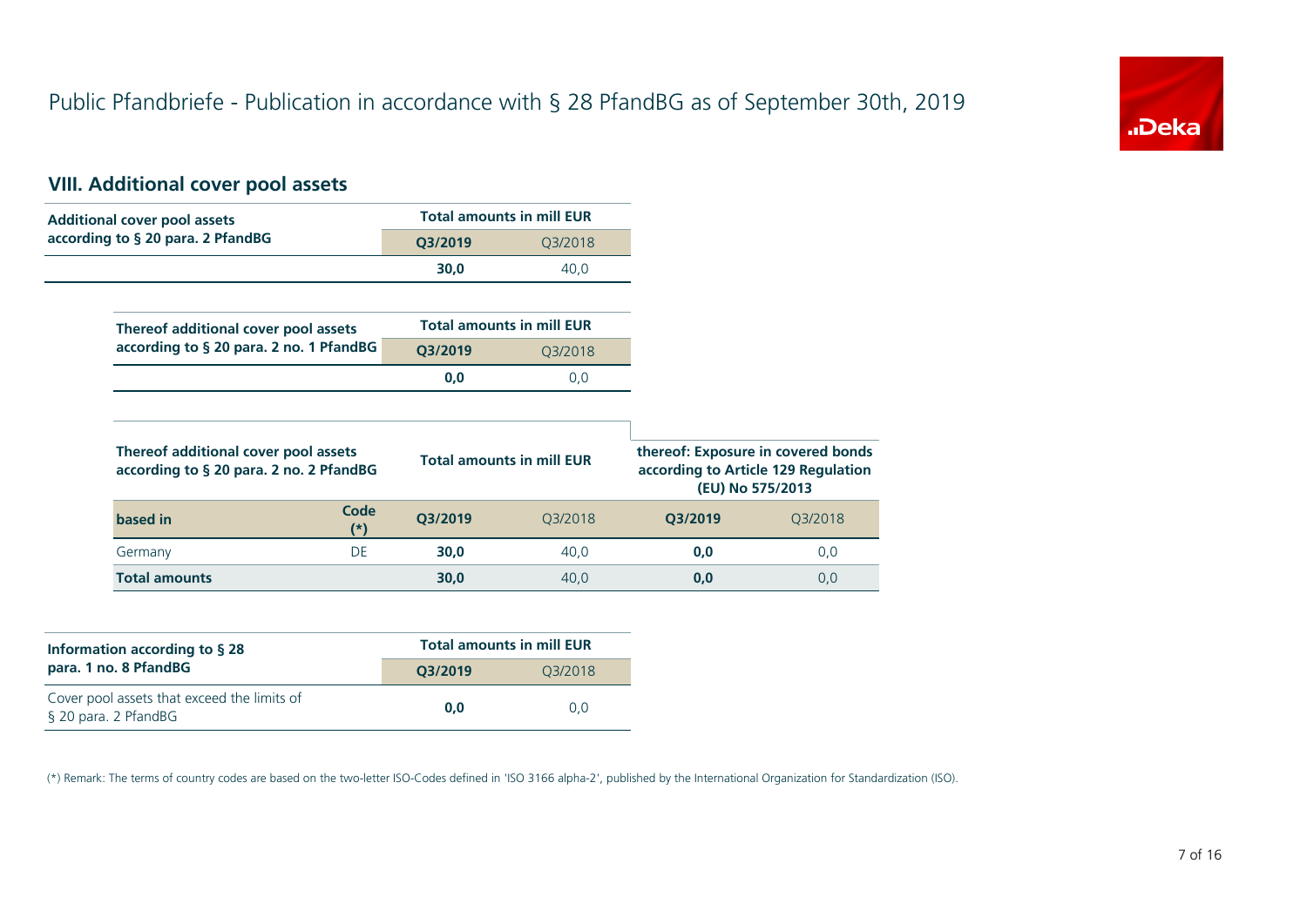# Public Pfandbriefe - Publication in accordance with § 28 PfandBG as of September 30th, 2019

## VIII. Additional cover pool assets

| Additional cover pool assets according to § 20 para. 2 PfandBG | Total amounts in mill EUR | |
|---|---|---|
| | **Q3/2019** | Q3/2018 |
| | **30,0** | 40,0 |

| Thereof additional cover pool assets according to § 20 para. 2 no. 1 PfandBG | Total amounts in mill EUR | |
|---|---|---|
| | **Q3/2019** | Q3/2018 |
| | **0,0** | 0,0 |

| Thereof additional cover pool assets according to § 20 para. 2 no. 2 PfandBG | | Total amounts in mill EUR | | thereof: Exposure in covered bonds according to Article 129 Regulation (EU) No 575/2013 | |
|---|---|---|---|---|---|
| **based in** | **Code (*)** | **Q3/2019** | Q3/2018 | **Q3/2019** | Q3/2018 |
| Germany | DE | **30,0** | 40,0 | **0,0** | 0,0 |
| **Total amounts** | | **30,0** | 40,0 | **0,0** | 0,0 |

| Information according to § 28 para. 1 no. 8 PfandBG | Total amounts in mill EUR | |
|---|---|---|
| | **Q3/2019** | Q3/2018 |
| Cover pool assets that exceed the limits of § 20 para. 2 PfandBG | **0,0** | 0,0 |

(*) Remark: The terms of country codes are based on the two-letter ISO-Codes defined in 'ISO 3166 alpha-2', published by the International Organization for Standardization (ISO).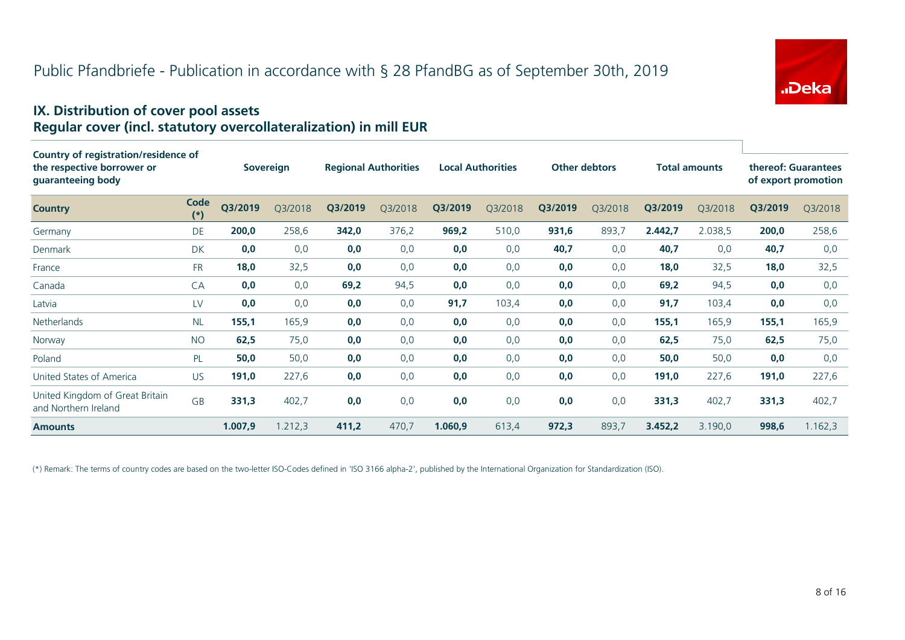# Public Pfandbriefe - Publication in accordance with § 28 PfandBG as of September 30th, 2019

## IX. Distribution of cover pool assets
### Regular cover (incl. statutory overcollateralization) in mill EUR

| Country of registration/residence of the respective borrower or guaranteeing body | | Sovereign | | Regional Authorities | | Local Authorities | | Other debtors | | Total amounts | | thereof: Guarantees of export promotion | |
|---|---|---|---|---|---|---|---|---|---|---|---|---|---|
| **Country** | **Code (*)** | **Q3/2019** | Q3/2018 | **Q3/2019** | Q3/2018 | **Q3/2019** | Q3/2018 | **Q3/2019** | Q3/2018 | **Q3/2019** | Q3/2018 | **Q3/2019** | Q3/2018 |
| Germany | DE | **200,0** | 258,6 | **342,0** | 376,2 | **969,2** | 510,0 | **931,6** | 893,7 | **2.442,7** | 2.038,5 | **200,0** | 258,6 |
| Denmark | DK | **0,0** | 0,0 | **0,0** | 0,0 | **0,0** | 0,0 | **40,7** | 0,0 | **40,7** | 0,0 | **40,7** | 0,0 |
| France | FR | **18,0** | 32,5 | **0,0** | 0,0 | **0,0** | 0,0 | **0,0** | 0,0 | **18,0** | 32,5 | **18,0** | 32,5 |
| Canada | CA | **0,0** | 0,0 | **69,2** | 94,5 | **0,0** | 0,0 | **0,0** | 0,0 | **69,2** | 94,5 | **0,0** | 0,0 |
| Latvia | LV | **0,0** | 0,0 | **0,0** | 0,0 | **91,7** | 103,4 | **0,0** | 0,0 | **91,7** | 103,4 | **0,0** | 0,0 |
| Netherlands | NL | **155,1** | 165,9 | **0,0** | 0,0 | **0,0** | 0,0 | **0,0** | 0,0 | **155,1** | 165,9 | **155,1** | 165,9 |
| Norway | NO | **62,5** | 75,0 | **0,0** | 0,0 | **0,0** | 0,0 | **0,0** | 0,0 | **62,5** | 75,0 | **62,5** | 75,0 |
| Poland | PL | **50,0** | 50,0 | **0,0** | 0,0 | **0,0** | 0,0 | **0,0** | 0,0 | **50,0** | 50,0 | **0,0** | 0,0 |
| United States of America | US | **191,0** | 227,6 | **0,0** | 0,0 | **0,0** | 0,0 | **0,0** | 0,0 | **191,0** | 227,6 | **191,0** | 227,6 |
| United Kingdom of Great Britain and Northern Ireland | GB | **331,3** | 402,7 | **0,0** | 0,0 | **0,0** | 0,0 | **0,0** | 0,0 | **331,3** | 402,7 | **331,3** | 402,7 |
| **Amounts** | | **1.007,9** | 1.212,3 | **411,2** | 470,7 | **1.060,9** | 613,4 | **972,3** | 893,7 | **3.452,2** | 3.190,0 | **998,6** | 1.162,3 |

(*) Remark: The terms of country codes are based on the two-letter ISO-Codes defined in 'ISO 3166 alpha-2', published by the International Organization for Standardization (ISO).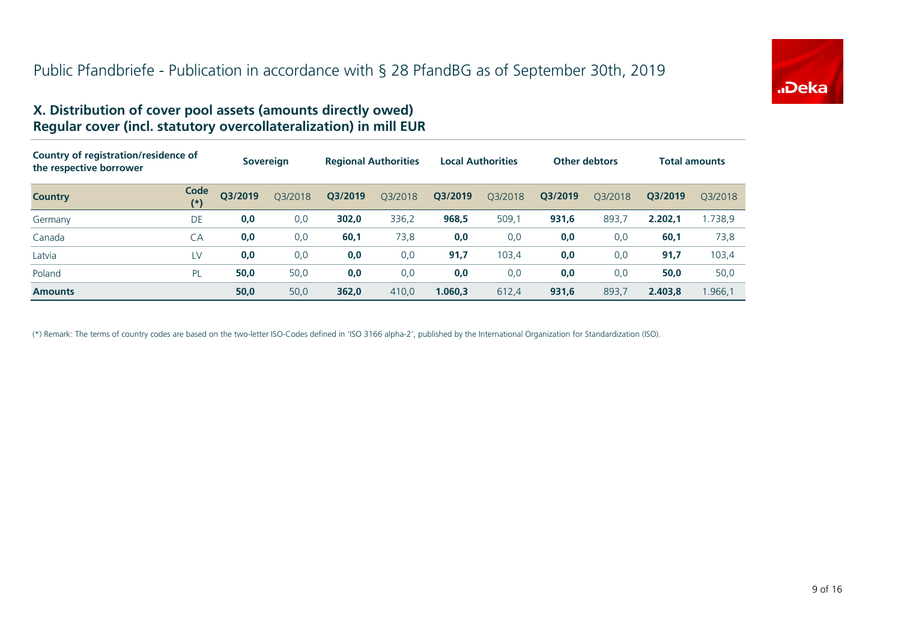# Public Pfandbriefe - Publication in accordance with § 28 PfandBG as of September 30th, 2019

## X. Distribution of cover pool assets (amounts directly owed) Regular cover (incl. statutory overcollateralization) in mill EUR

| Country of registration/residence of the respective borrower | | Sovereign | | Regional Authorities | | Local Authorities | | Other debtors | | Total amounts | |
|---|---|---|---|---|---|---|---|---|---|---|---|
| **Country** | **Code (*)** | **Q3/2019** | Q3/2018 | **Q3/2019** | Q3/2018 | **Q3/2019** | Q3/2018 | **Q3/2019** | Q3/2018 | **Q3/2019** | Q3/2018 |
| Germany | DE | **0,0** | 0,0 | **302,0** | 336,2 | **968,5** | 509,1 | **931,6** | 893,7 | **2.202,1** | 1.738,9 |
| Canada | CA | **0,0** | 0,0 | **60,1** | 73,8 | **0,0** | 0,0 | **0,0** | 0,0 | **60,1** | 73,8 |
| Latvia | LV | **0,0** | 0,0 | **0,0** | 0,0 | **91,7** | 103,4 | **0,0** | 0,0 | **91,7** | 103,4 |
| Poland | PL | **50,0** | 50,0 | **0,0** | 0,0 | **0,0** | 0,0 | **0,0** | 0,0 | **50,0** | 50,0 |
| **Amounts** | | **50,0** | 50,0 | **362,0** | 410,0 | **1.060,3** | 612,4 | **931,6** | 893,7 | **2.403,8** | 1.966,1 |

(*) Remark: The terms of country codes are based on the two-letter ISO-Codes defined in 'ISO 3166 alpha-2', published by the International Organization for Standardization (ISO).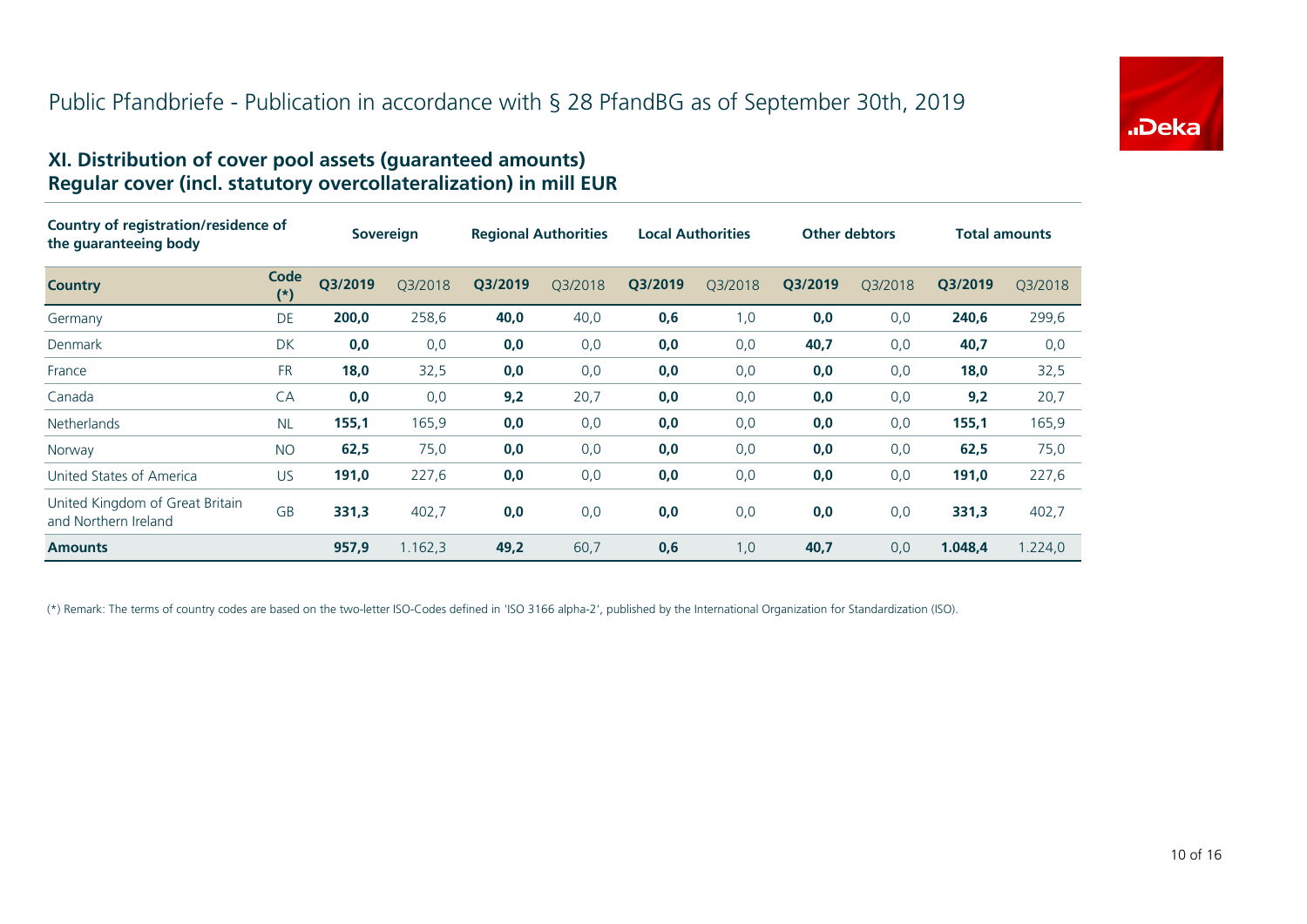# Public Pfandbriefe - Publication in accordance with § 28 PfandBG as of September 30th, 2019

## XI. Distribution of cover pool assets (guaranteed amounts)
## Regular cover (incl. statutory overcollateralization) in mill EUR

| Country of registration/residence of the guaranteeing body | | Sovereign | | Regional Authorities | | Local Authorities | | Other debtors | | Total amounts | |
|---|---|---|---|---|---|---|---|---|---|---|---|
| **Country** | **Code (*)** | **Q3/2019** | Q3/2018 | **Q3/2019** | Q3/2018 | **Q3/2019** | Q3/2018 | **Q3/2019** | Q3/2018 | **Q3/2019** | Q3/2018 |
| Germany | DE | **200,0** | 258,6 | **40,0** | 40,0 | **0,6** | 1,0 | **0,0** | 0,0 | **240,6** | 299,6 |
| Denmark | DK | **0,0** | 0,0 | **0,0** | 0,0 | **0,0** | 0,0 | **40,7** | 0,0 | **40,7** | 0,0 |
| France | FR | **18,0** | 32,5 | **0,0** | 0,0 | **0,0** | 0,0 | **0,0** | 0,0 | **18,0** | 32,5 |
| Canada | CA | **0,0** | 0,0 | **9,2** | 20,7 | **0,0** | 0,0 | **0,0** | 0,0 | **9,2** | 20,7 |
| Netherlands | NL | **155,1** | 165,9 | **0,0** | 0,0 | **0,0** | 0,0 | **0,0** | 0,0 | **155,1** | 165,9 |
| Norway | NO | **62,5** | 75,0 | **0,0** | 0,0 | **0,0** | 0,0 | **0,0** | 0,0 | **62,5** | 75,0 |
| United States of America | US | **191,0** | 227,6 | **0,0** | 0,0 | **0,0** | 0,0 | **0,0** | 0,0 | **191,0** | 227,6 |
| United Kingdom of Great Britain and Northern Ireland | GB | **331,3** | 402,7 | **0,0** | 0,0 | **0,0** | 0,0 | **0,0** | 0,0 | **331,3** | 402,7 |
| **Amounts** | | **957,9** | 1.162,3 | **49,2** | 60,7 | **0,6** | 1,0 | **40,7** | 0,0 | **1.048,4** | 1.224,0 |

(*) Remark: The terms of country codes are based on the two-letter ISO-Codes defined in 'ISO 3166 alpha-2', published by the International Organization for Standardization (ISO).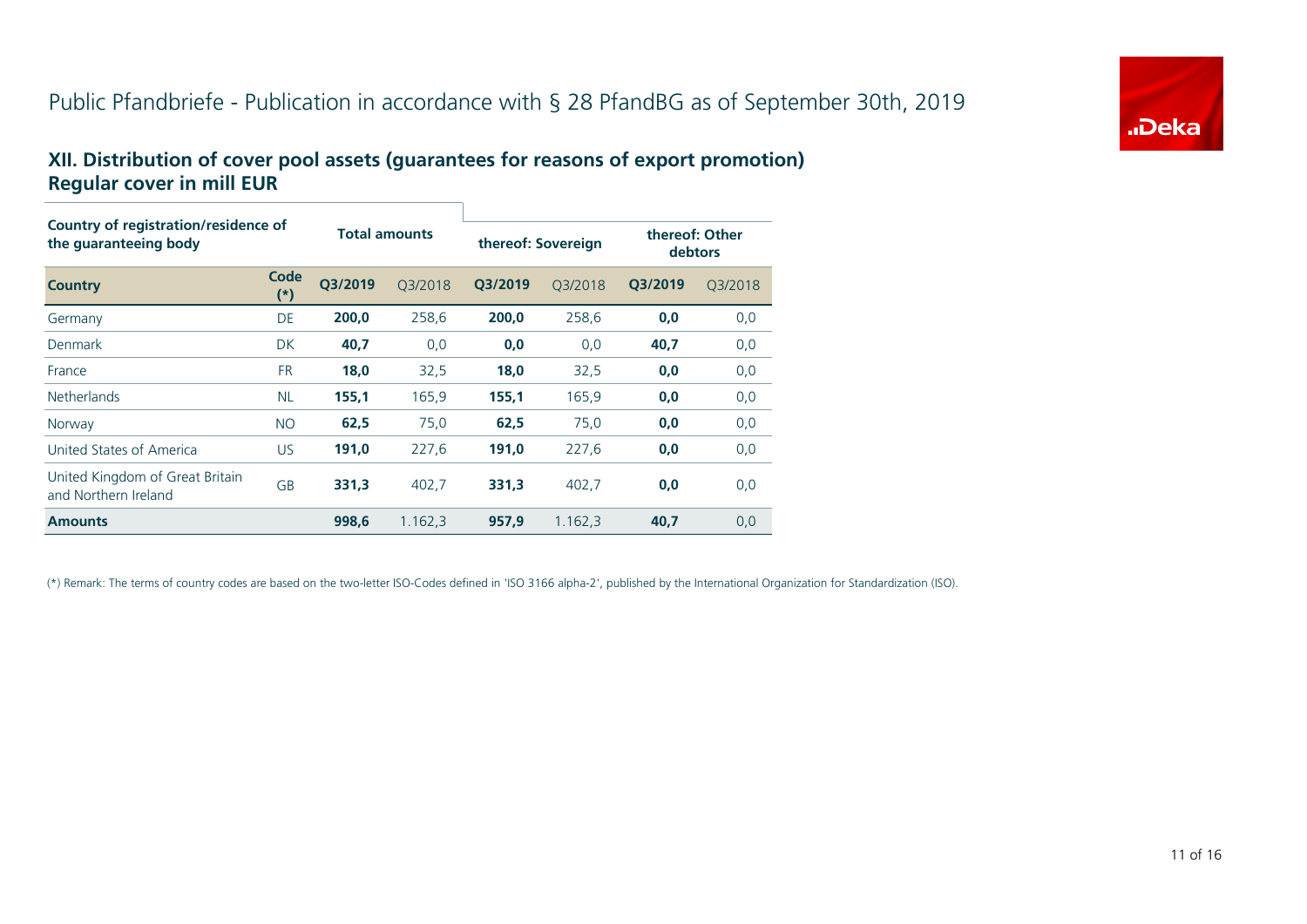# Public Pfandbriefe - Publication in accordance with § 28 PfandBG as of September 30th, 2019

## XII. Distribution of cover pool assets (guarantees for reasons of export promotion)
## Regular cover in mill EUR

| Country of registration/residence of the guaranteeing body | | Total amounts | | thereof: Sovereign | | thereof: Other debtors | |
|---|---|---|---|---|---|---|---|
| **Country** | **Code (*)** | **Q3/2019** | Q3/2018 | **Q3/2019** | Q3/2018 | **Q3/2019** | Q3/2018 |
| Germany | DE | **200,0** | 258,6 | **200,0** | 258,6 | **0,0** | 0,0 |
| Denmark | DK | **40,7** | 0,0 | **0,0** | 0,0 | **40,7** | 0,0 |
| France | FR | **18,0** | 32,5 | **18,0** | 32,5 | **0,0** | 0,0 |
| Netherlands | NL | **155,1** | 165,9 | **155,1** | 165,9 | **0,0** | 0,0 |
| Norway | NO | **62,5** | 75,0 | **62,5** | 75,0 | **0,0** | 0,0 |
| United States of America | US | **191,0** | 227,6 | **191,0** | 227,6 | **0,0** | 0,0 |
| United Kingdom of Great Britain and Northern Ireland | GB | **331,3** | 402,7 | **331,3** | 402,7 | **0,0** | 0,0 |
| **Amounts** | | **998,6** | 1.162,3 | **957,9** | 1.162,3 | **40,7** | 0,0 |

(*) Remark: The terms of country codes are based on the two-letter ISO-Codes defined in 'ISO 3166 alpha-2', published by the International Organization for Standardization (ISO).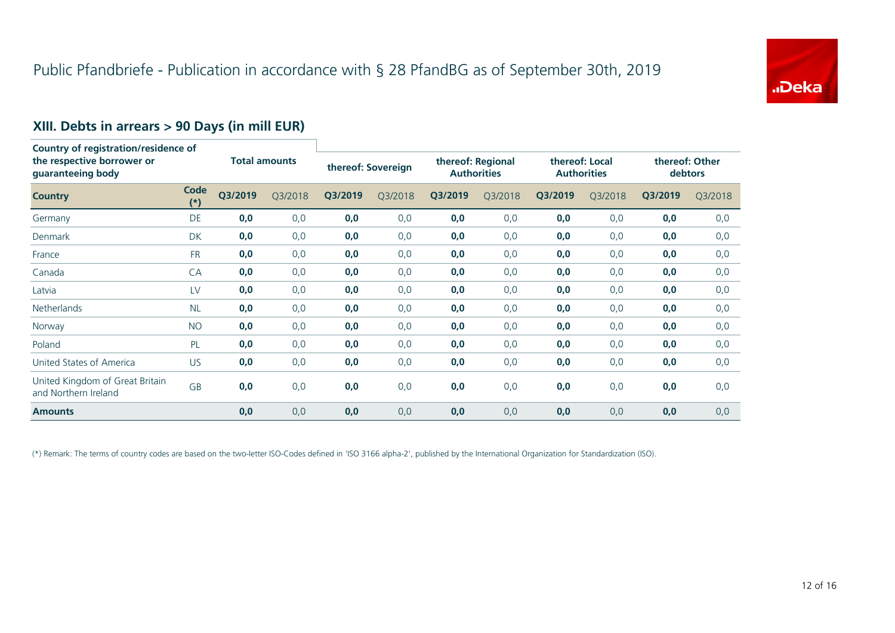# Public Pfandbriefe - Publication in accordance with § 28 PfandBG as of September 30th, 2019

## XIII. Debts in arrears > 90 Days (in mill EUR)

| Country of registration/residence of the respective borrower or guaranteeing body | | Total amounts | | thereof: Sovereign | | thereof: Regional Authorities | | thereof: Local Authorities | | thereof: Other debtors | |
|---|---|---|---|---|---|---|---|---|---|---|---|
| **Country** | **Code (*)** | **Q3/2019** | Q3/2018 | **Q3/2019** | Q3/2018 | **Q3/2019** | Q3/2018 | **Q3/2019** | Q3/2018 | **Q3/2019** | Q3/2018 |
| Germany | DE | **0,0** | 0,0 | **0,0** | 0,0 | **0,0** | 0,0 | **0,0** | 0,0 | **0,0** | 0,0 |
| Denmark | DK | **0,0** | 0,0 | **0,0** | 0,0 | **0,0** | 0,0 | **0,0** | 0,0 | **0,0** | 0,0 |
| France | FR | **0,0** | 0,0 | **0,0** | 0,0 | **0,0** | 0,0 | **0,0** | 0,0 | **0,0** | 0,0 |
| Canada | CA | **0,0** | 0,0 | **0,0** | 0,0 | **0,0** | 0,0 | **0,0** | 0,0 | **0,0** | 0,0 |
| Latvia | LV | **0,0** | 0,0 | **0,0** | 0,0 | **0,0** | 0,0 | **0,0** | 0,0 | **0,0** | 0,0 |
| Netherlands | NL | **0,0** | 0,0 | **0,0** | 0,0 | **0,0** | 0,0 | **0,0** | 0,0 | **0,0** | 0,0 |
| Norway | NO | **0,0** | 0,0 | **0,0** | 0,0 | **0,0** | 0,0 | **0,0** | 0,0 | **0,0** | 0,0 |
| Poland | PL | **0,0** | 0,0 | **0,0** | 0,0 | **0,0** | 0,0 | **0,0** | 0,0 | **0,0** | 0,0 |
| United States of America | US | **0,0** | 0,0 | **0,0** | 0,0 | **0,0** | 0,0 | **0,0** | 0,0 | **0,0** | 0,0 |
| United Kingdom of Great Britain and Northern Ireland | GB | **0,0** | 0,0 | **0,0** | 0,0 | **0,0** | 0,0 | **0,0** | 0,0 | **0,0** | 0,0 |
| **Amounts** | | **0,0** | 0,0 | **0,0** | 0,0 | **0,0** | 0,0 | **0,0** | 0,0 | **0,0** | 0,0 |

(*) Remark: The terms of country codes are based on the two-letter ISO-Codes defined in 'ISO 3166 alpha-2', published by the International Organization for Standardization (ISO).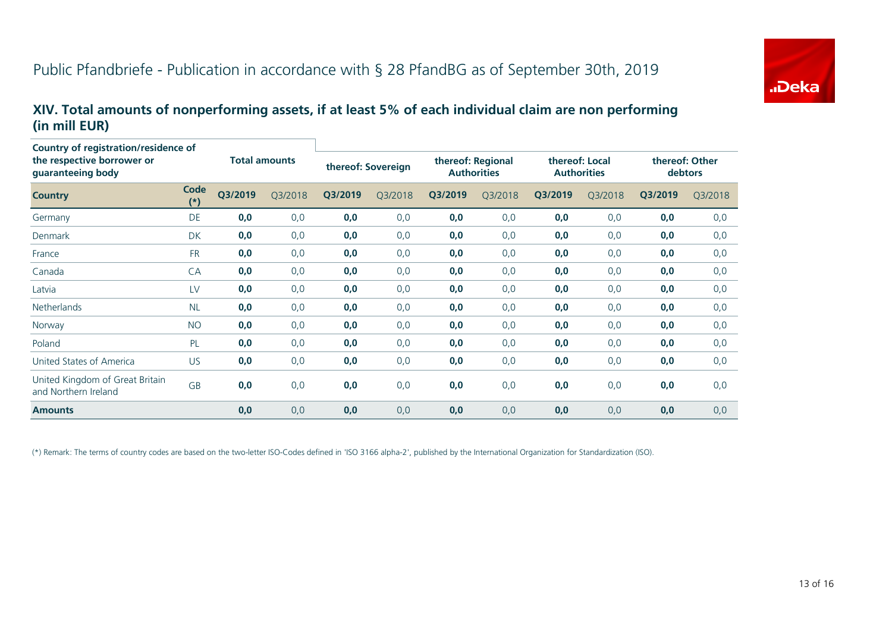# Public Pfandbriefe - Publication in accordance with § 28 PfandBG as of September 30th, 2019

## XIV. Total amounts of nonperforming assets, if at least 5% of each individual claim are non performing (in mill EUR)

| Country of registration/residence of the respective borrower or guaranteeing body | | Total amounts | | thereof: Sovereign | | thereof: Regional Authorities | | thereof: Local Authorities | | thereof: Other debtors | |
|---|---|---|---|---|---|---|---|---|---|---|---|
| **Country** | **Code (*)** | **Q3/2019** | Q3/2018 | **Q3/2019** | Q3/2018 | **Q3/2019** | Q3/2018 | **Q3/2019** | Q3/2018 | **Q3/2019** | Q3/2018 |
| Germany | DE | **0,0** | 0,0 | **0,0** | 0,0 | **0,0** | 0,0 | **0,0** | 0,0 | **0,0** | 0,0 |
| Denmark | DK | **0,0** | 0,0 | **0,0** | 0,0 | **0,0** | 0,0 | **0,0** | 0,0 | **0,0** | 0,0 |
| France | FR | **0,0** | 0,0 | **0,0** | 0,0 | **0,0** | 0,0 | **0,0** | 0,0 | **0,0** | 0,0 |
| Canada | CA | **0,0** | 0,0 | **0,0** | 0,0 | **0,0** | 0,0 | **0,0** | 0,0 | **0,0** | 0,0 |
| Latvia | LV | **0,0** | 0,0 | **0,0** | 0,0 | **0,0** | 0,0 | **0,0** | 0,0 | **0,0** | 0,0 |
| Netherlands | NL | **0,0** | 0,0 | **0,0** | 0,0 | **0,0** | 0,0 | **0,0** | 0,0 | **0,0** | 0,0 |
| Norway | NO | **0,0** | 0,0 | **0,0** | 0,0 | **0,0** | 0,0 | **0,0** | 0,0 | **0,0** | 0,0 |
| Poland | PL | **0,0** | 0,0 | **0,0** | 0,0 | **0,0** | 0,0 | **0,0** | 0,0 | **0,0** | 0,0 |
| United States of America | US | **0,0** | 0,0 | **0,0** | 0,0 | **0,0** | 0,0 | **0,0** | 0,0 | **0,0** | 0,0 |
| United Kingdom of Great Britain and Northern Ireland | GB | **0,0** | 0,0 | **0,0** | 0,0 | **0,0** | 0,0 | **0,0** | 0,0 | **0,0** | 0,0 |
| **Amounts** | | **0,0** | 0,0 | **0,0** | 0,0 | **0,0** | 0,0 | **0,0** | 0,0 | **0,0** | 0,0 |

(*) Remark: The terms of country codes are based on the two-letter ISO-Codes defined in 'ISO 3166 alpha-2', published by the International Organization for Standardization (ISO).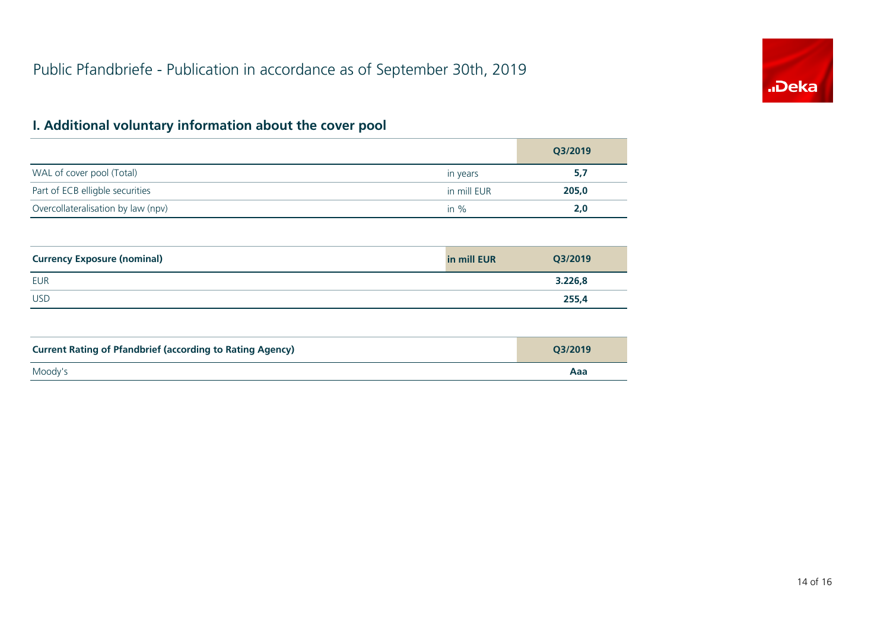# Public Pfandbriefe - Publication in accordance as of September 30th, 2019

## I. Additional voluntary information about the cover pool

| | | Q3/2019 |
|---|---|---|
| WAL of cover pool (Total) | in years | **5,7** |
| Part of ECB elligble securities | in mill EUR | **205,0** |
| Overcollateralisation by law (npv) | in % | **2,0** |

| Currency Exposure (nominal) | in mill EUR | Q3/2019 |
|---|---|---|
| EUR | | **3.226,8** |
| USD | | **255,4** |

| Current Rating of Pfandbrief (according to Rating Agency) | Q3/2019 |
|---|---|
| Moody's | **Aaa** |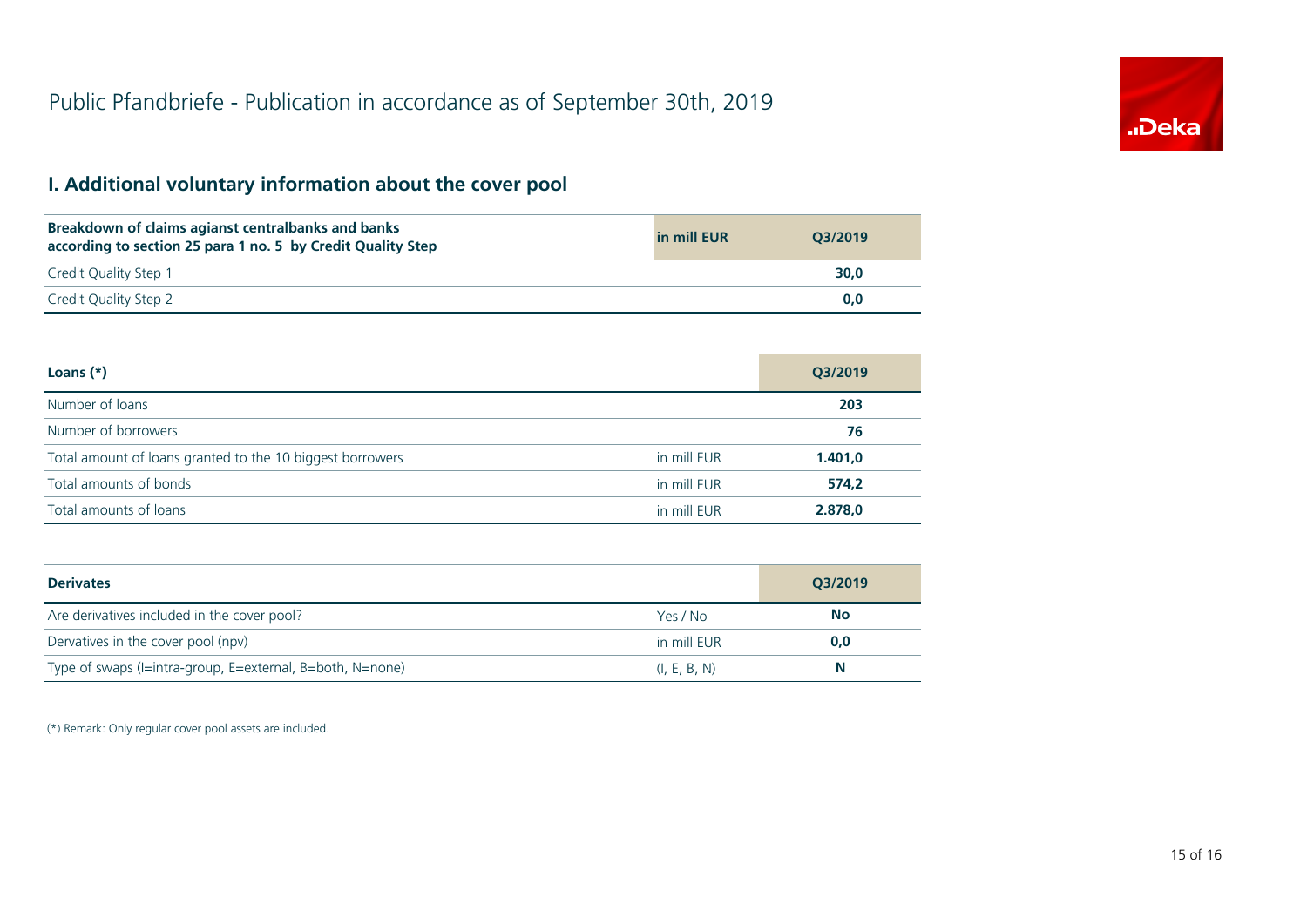# Public Pfandbriefe - Publication in accordance as of September 30th, 2019

## I. Additional voluntary information about the cover pool

| Breakdown of claims agianst centralbanks and banks according to section 25 para 1 no. 5 by Credit Quality Step | in mill EUR | Q3/2019 |
|---|---|---|
| Credit Quality Step 1 | | **30,0** |
| Credit Quality Step 2 | | **0,0** |

| Loans (*) | | Q3/2019 |
|---|---|---|
| Number of loans | | **203** |
| Number of borrowers | | **76** |
| Total amount of loans granted to the 10 biggest borrowers | in mill EUR | **1.401,0** |
| Total amounts of bonds | in mill EUR | **574,2** |
| Total amounts of loans | in mill EUR | **2.878,0** |

| Derivates | | Q3/2019 |
|---|---|---|
| Are derivatives included in the cover pool? | Yes / No | **No** |
| Dervatives in the cover pool (npv) | in mill EUR | **0,0** |
| Type of swaps (I=intra-group, E=external, B=both, N=none) | (I, E, B, N) | **N** |

(*) Remark: Only regular cover pool assets are included.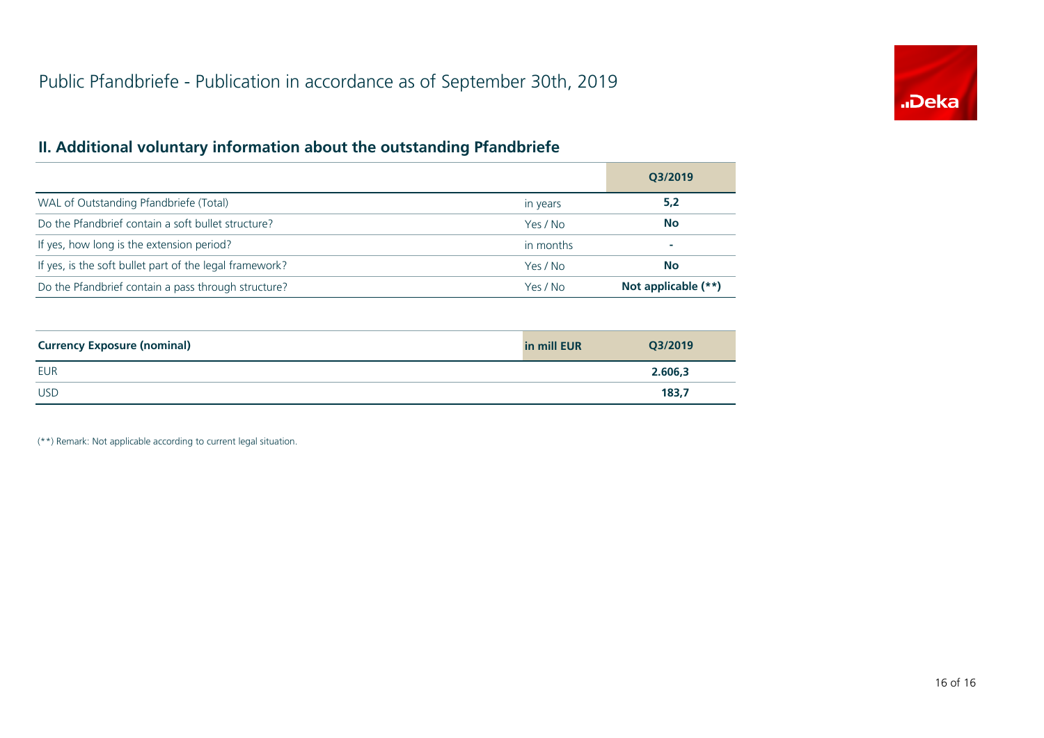# Public Pfandbriefe - Publication in accordance as of September 30th, 2019

## II. Additional voluntary information about the outstanding Pfandbriefe

| | | Q3/2019 |
|---|---|---|
| WAL of Outstanding Pfandbriefe (Total) | in years | **5,2** |
| Do the Pfandbrief contain a soft bullet structure? | Yes / No | **No** |
| If yes, how long is the extension period? | in months | **-** |
| If yes, is the soft bullet part of the legal framework? | Yes / No | **No** |
| Do the Pfandbrief contain a pass through structure? | Yes / No | **Not applicable (\*\*)** |

| **Currency Exposure (nominal)** | **in mill EUR** | **Q3/2019** |
|---|---|---|
| EUR | | **2.606,3** |
| USD | | **183,7** |

(\*\*) Remark: Not applicable according to current legal situation.